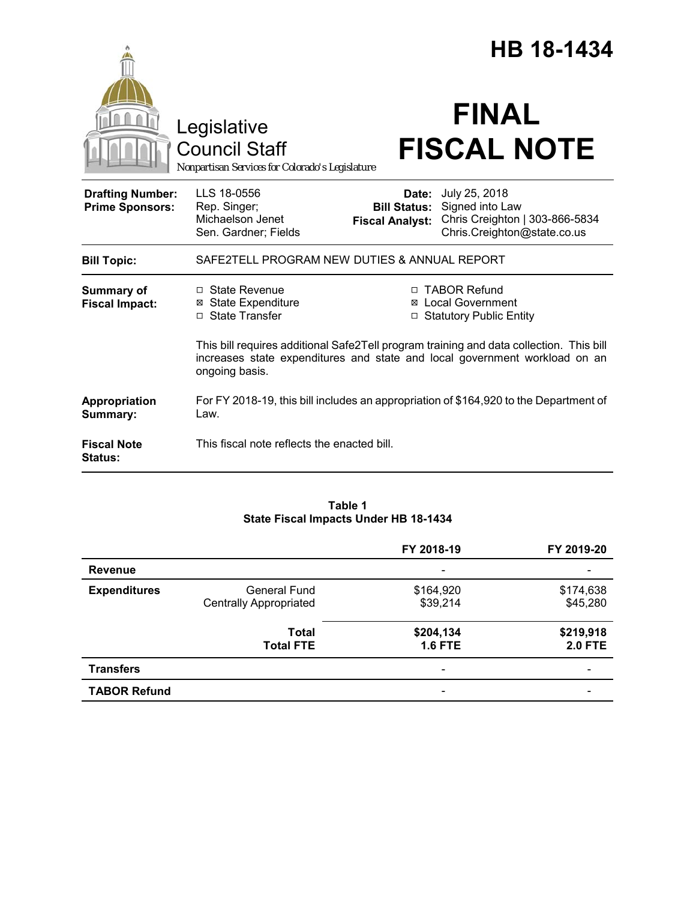# HB 18-1434

Legislative Council Staff

*Nonpartisan Services for Colorado's Legislature*

# FINAL FISCAL NOTE

| | | | |
|---|---|---|---|
| **Drafting Number:** | LLS 18-0556 | **Date:** | July 25, 2018 |
| **Prime Sponsors:** | Rep. Singer; Michaelson Jenet<br>Sen. Gardner; Fields | **Bill Status:** | Signed into Law |
| | | **Fiscal Analyst:** | Chris Creighton \| 303-866-5834<br>Chris.Creighton@state.co.us |

**Bill Topic:** SAFE2TELL PROGRAM NEW DUTIES & ANNUAL REPORT

**Summary of Fiscal Impact:**

- ☐ State Revenue
- ☒ State Expenditure
- ☐ State Transfer
- ☐ TABOR Refund
- ☒ Local Government
- ☐ Statutory Public Entity

This bill requires additional Safe2Tell program training and data collection. This bill increases state expenditures and state and local government workload on an ongoing basis.

**Appropriation Summary:** For FY 2018-19, this bill includes an appropriation of $164,920 to the Department of Law.

**Fiscal Note Status:** This fiscal note reflects the enacted bill.

**Table 1**
**State Fiscal Impacts Under HB 18-1434**

| | | FY 2018-19 | FY 2019-20 |
|---|---|---|---|
| **Revenue** | | - | - |
| **Expenditures** | General Fund | $164,920 | $174,638 |
| | Centrally Appropriated | $39,214 | $45,280 |
| | **Total** | **$204,134** | **$219,918** |
| | **Total FTE** | **1.6 FTE** | **2.0 FTE** |
| **Transfers** | | - | - |
| **TABOR Refund** | | - | - |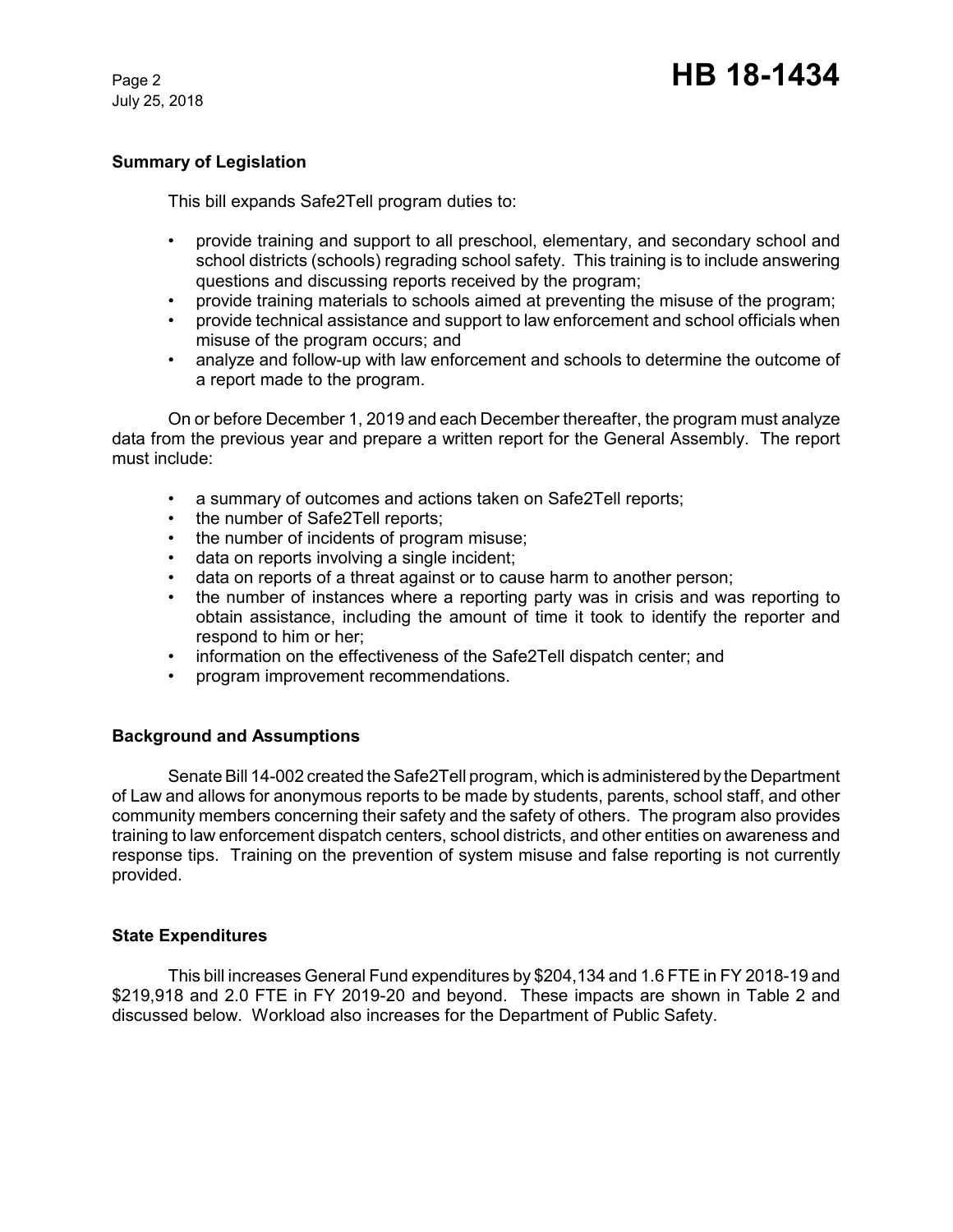## Summary of Legislation

This bill expands Safe2Tell program duties to:

- provide training and support to all preschool, elementary, and secondary school and school districts (schools) regrading school safety. This training is to include answering questions and discussing reports received by the program;
- provide training materials to schools aimed at preventing the misuse of the program;
- provide technical assistance and support to law enforcement and school officials when misuse of the program occurs; and
- analyze and follow-up with law enforcement and schools to determine the outcome of a report made to the program.

On or before December 1, 2019 and each December thereafter, the program must analyze data from the previous year and prepare a written report for the General Assembly. The report must include:

- a summary of outcomes and actions taken on Safe2Tell reports;
- the number of Safe2Tell reports;
- the number of incidents of program misuse;
- data on reports involving a single incident;
- data on reports of a threat against or to cause harm to another person;
- the number of instances where a reporting party was in crisis and was reporting to obtain assistance, including the amount of time it took to identify the reporter and respond to him or her;
- information on the effectiveness of the Safe2Tell dispatch center; and
- program improvement recommendations.

## Background and Assumptions

Senate Bill 14-002 created the Safe2Tell program, which is administered by the Department of Law and allows for anonymous reports to be made by students, parents, school staff, and other community members concerning their safety and the safety of others. The program also provides training to law enforcement dispatch centers, school districts, and other entities on awareness and response tips. Training on the prevention of system misuse and false reporting is not currently provided.

## State Expenditures

This bill increases General Fund expenditures by $204,134 and 1.6 FTE in FY 2018-19 and $219,918 and 2.0 FTE in FY 2019-20 and beyond. These impacts are shown in Table 2 and discussed below. Workload also increases for the Department of Public Safety.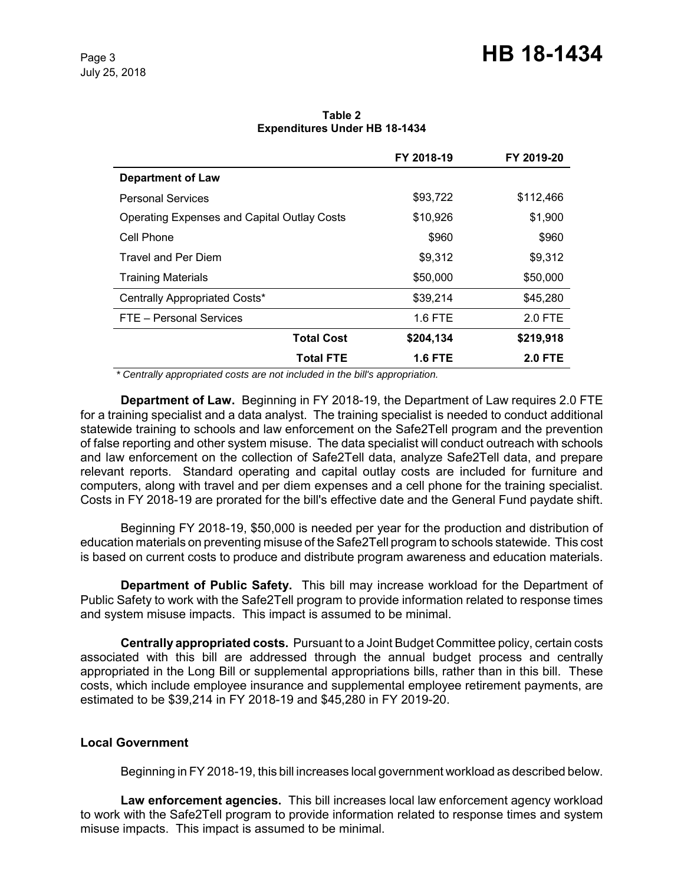**Table 2**
**Expenditures Under HB 18-1434**

| | FY 2018-19 | FY 2019-20 |
|---|---|---|
| **Department of Law** | | |
| Personal Services | $93,722 | $112,466 |
| Operating Expenses and Capital Outlay Costs | $10,926 | $1,900 |
| Cell Phone | $960 | $960 |
| Travel and Per Diem | $9,312 | $9,312 |
| Training Materials | $50,000 | $50,000 |
| Centrally Appropriated Costs* | $39,214 | $45,280 |
| FTE – Personal Services | 1.6 FTE | 2.0 FTE |
| **Total Cost** | **$204,134** | **$219,918** |
| **Total FTE** | **1.6 FTE** | **2.0 FTE** |

*\* Centrally appropriated costs are not included in the bill's appropriation.*

**Department of Law.** Beginning in FY 2018-19, the Department of Law requires 2.0 FTE for a training specialist and a data analyst. The training specialist is needed to conduct additional statewide training to schools and law enforcement on the Safe2Tell program and the prevention of false reporting and other system misuse. The data specialist will conduct outreach with schools and law enforcement on the collection of Safe2Tell data, analyze Safe2Tell data, and prepare relevant reports. Standard operating and capital outlay costs are included for furniture and computers, along with travel and per diem expenses and a cell phone for the training specialist. Costs in FY 2018-19 are prorated for the bill's effective date and the General Fund paydate shift.

Beginning FY 2018-19, $50,000 is needed per year for the production and distribution of education materials on preventing misuse of the Safe2Tell program to schools statewide. This cost is based on current costs to produce and distribute program awareness and education materials.

**Department of Public Safety.** This bill may increase workload for the Department of Public Safety to work with the Safe2Tell program to provide information related to response times and system misuse impacts. This impact is assumed to be minimal.

**Centrally appropriated costs.** Pursuant to a Joint Budget Committee policy, certain costs associated with this bill are addressed through the annual budget process and centrally appropriated in the Long Bill or supplemental appropriations bills, rather than in this bill. These costs, which include employee insurance and supplemental employee retirement payments, are estimated to be $39,214 in FY 2018-19 and $45,280 in FY 2019-20.

### Local Government

Beginning in FY 2018-19, this bill increases local government workload as described below.

**Law enforcement agencies.** This bill increases local law enforcement agency workload to work with the Safe2Tell program to provide information related to response times and system misuse impacts. This impact is assumed to be minimal.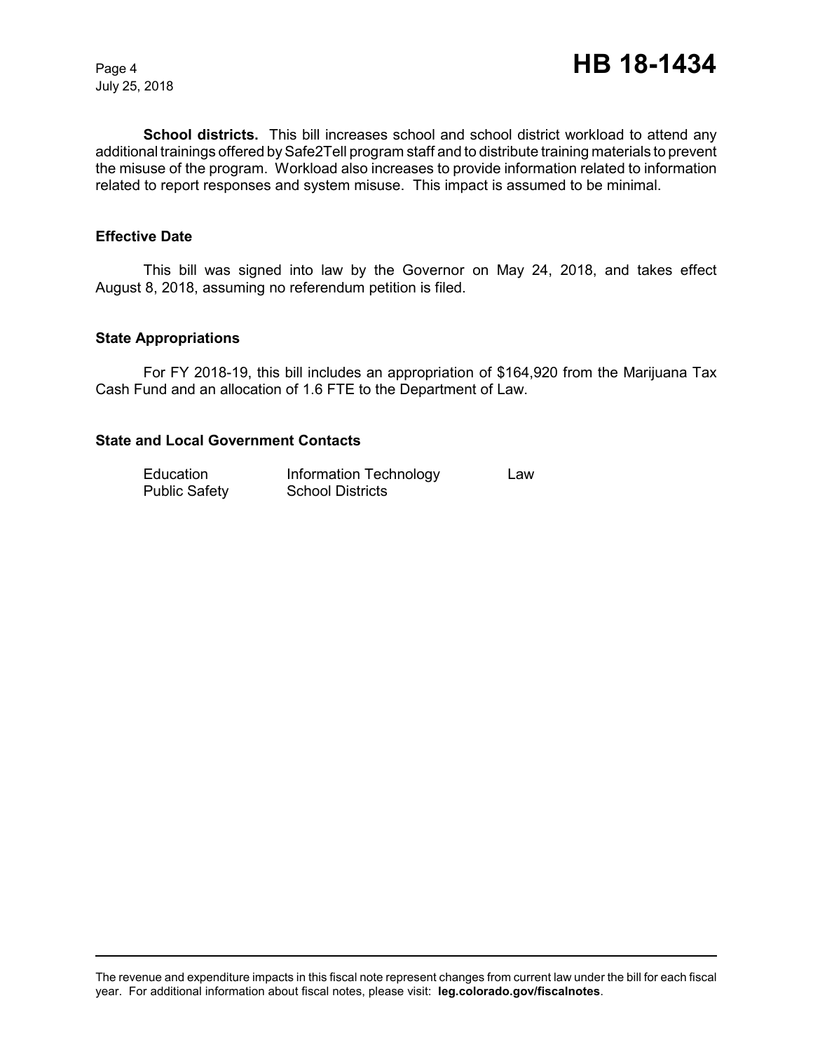**School districts.** This bill increases school and school district workload to attend any additional trainings offered by Safe2Tell program staff and to distribute training materials to prevent the misuse of the program. Workload also increases to provide information related to information related to report responses and system misuse. This impact is assumed to be minimal.

### Effective Date

This bill was signed into law by the Governor on May 24, 2018, and takes effect August 8, 2018, assuming no referendum petition is filed.

### State Appropriations

For FY 2018-19, this bill includes an appropriation of $164,920 from the Marijuana Tax Cash Fund and an allocation of 1.6 FTE to the Department of Law.

### State and Local Government Contacts

| | | |
|---|---|---|
| Education | Information Technology | Law |
| Public Safety | School Districts | |

The revenue and expenditure impacts in this fiscal note represent changes from current law under the bill for each fiscal year. For additional information about fiscal notes, please visit: **leg.colorado.gov/fiscalnotes**.